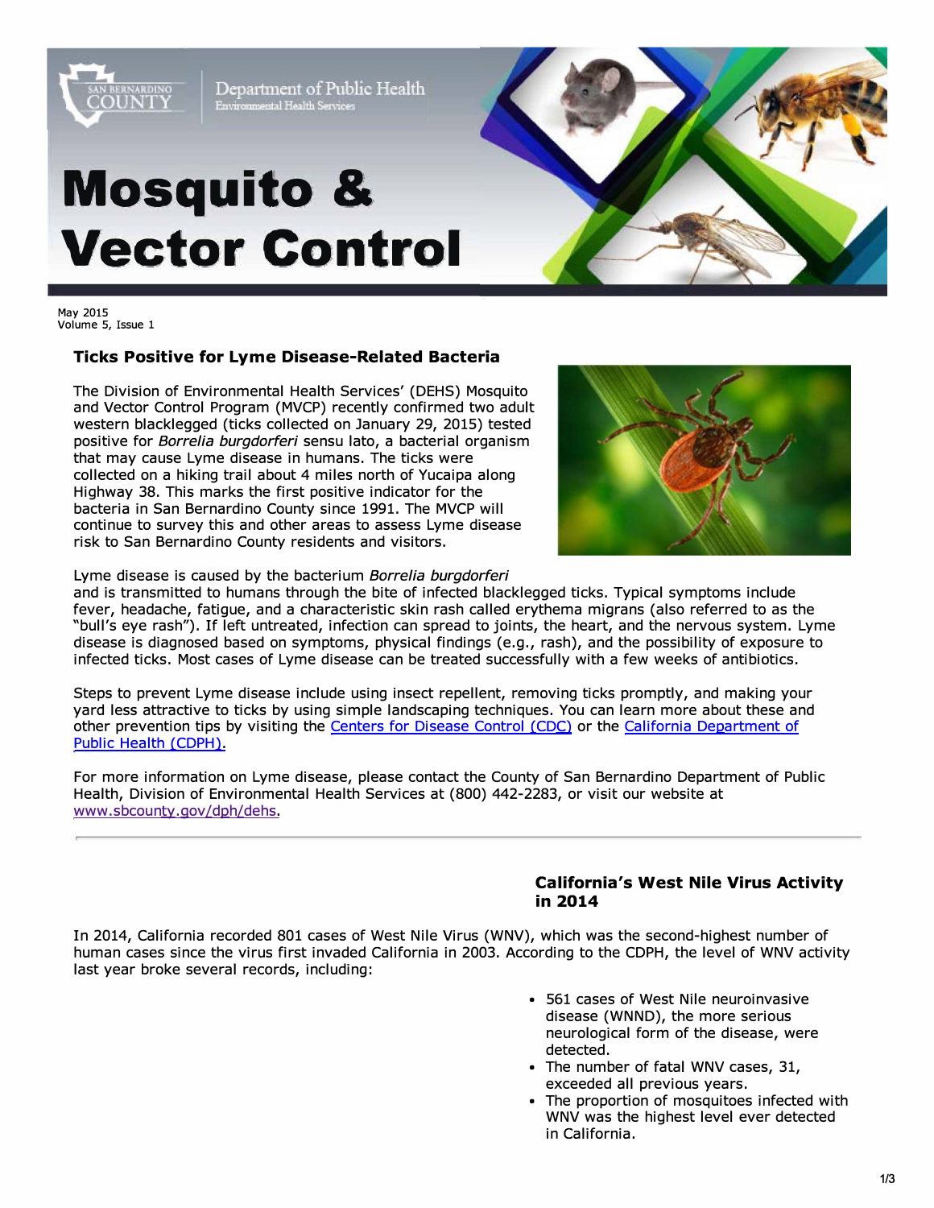# Mosquito & Vector Control

San Bernardino County
Department of Public Health
Environmental Health Services

May 2015
Volume 5, Issue 1

## Ticks Positive for Lyme Disease-Related Bacteria

The Division of Environmental Health Services' (DEHS) Mosquito and Vector Control Program (MVCP) recently confirmed two adult western blacklegged (ticks collected on January 29, 2015) tested positive for *Borrelia burgdorferi* sensu lato, a bacterial organism that may cause Lyme disease in humans. The ticks were collected on a hiking trail about 4 miles north of Yucaipa along Highway 38. This marks the first positive indicator for the bacteria in San Bernardino County since 1991. The MVCP will continue to survey this and other areas to assess Lyme disease risk to San Bernardino County residents and visitors.

Lyme disease is caused by the bacterium *Borrelia burgdorferi* and is transmitted to humans through the bite of infected blacklegged ticks. Typical symptoms include fever, headache, fatigue, and a characteristic skin rash called erythema migrans (also referred to as the "bull's eye rash"). If left untreated, infection can spread to joints, the heart, and the nervous system. Lyme disease is diagnosed based on symptoms, physical findings (e.g., rash), and the possibility of exposure to infected ticks. Most cases of Lyme disease can be treated successfully with a few weeks of antibiotics.

Steps to prevent Lyme disease include using insect repellent, removing ticks promptly, and making your yard less attractive to ticks by using simple landscaping techniques. You can learn more about these and other prevention tips by visiting the Centers for Disease Control (CDC) or the California Department of Public Health (CDPH).

For more information on Lyme disease, please contact the County of San Bernardino Department of Public Health, Division of Environmental Health Services at (800) 442-2283, or visit our website at www.sbcounty.gov/dph/dehs.

---

## California's West Nile Virus Activity in 2014

In 2014, California recorded 801 cases of West Nile Virus (WNV), which was the second-highest number of human cases since the virus first invaded California in 2003. According to the CDPH, the level of WNV activity last year broke several records, including:

- 561 cases of West Nile neuroinvasive disease (WNND), the more serious neurological form of the disease, were detected.
- The number of fatal WNV cases, 31, exceeded all previous years.
- The proportion of mosquitoes infected with WNV was the highest level ever detected in California.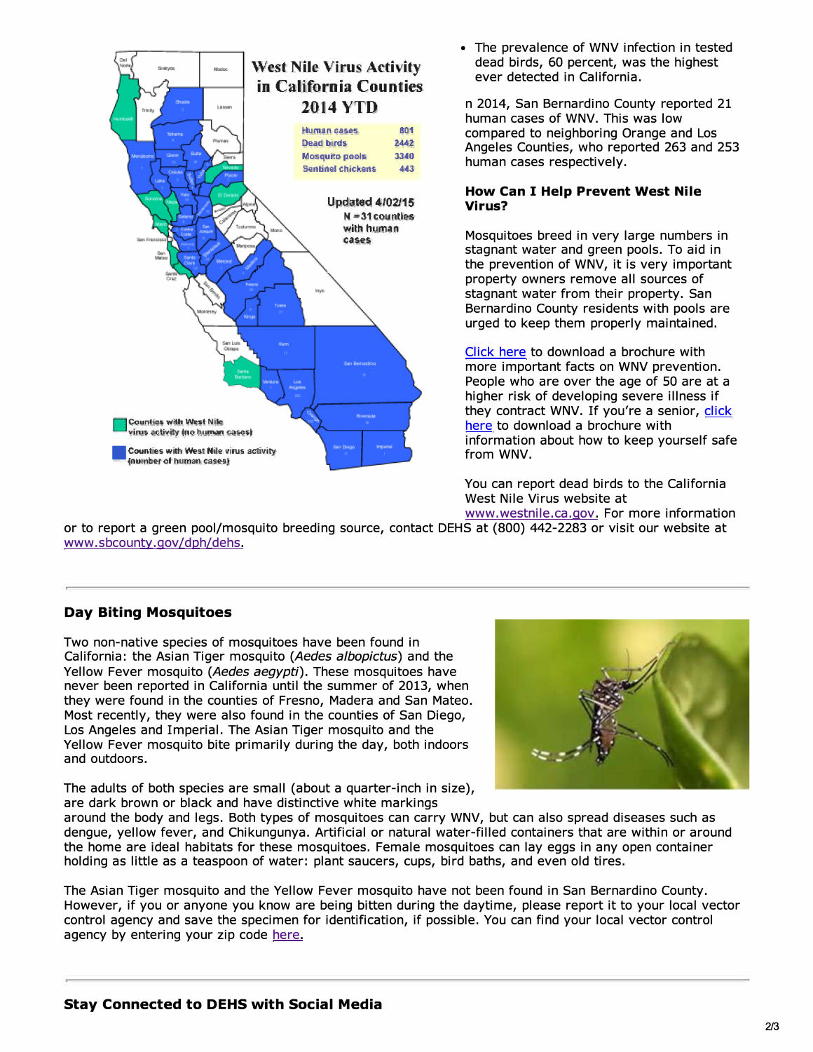- The prevalence of WNV infection in tested dead birds, 60 percent, was the highest ever detected in California.

n 2014, San Bernardino County reported 21 human cases of WNV. This was low compared to neighboring Orange and Los Angeles Counties, who reported 263 and 253 human cases respectively.

### How Can I Help Prevent West Nile Virus?

Mosquitoes breed in very large numbers in stagnant water and green pools. To aid in the prevention of WNV, it is very important property owners remove all sources of stagnant water from their property. San Bernardino County residents with pools are urged to keep them properly maintained.

Click here to download a brochure with more important facts on WNV prevention. People who are over the age of 50 are at a higher risk of developing severe illness if they contract WNV. If you're a senior, click here to download a brochure with information about how to keep yourself safe from WNV.

You can report dead birds to the California West Nile Virus website at www.westnile.ca.gov. For more information or to report a green pool/mosquito breeding source, contact DEHS at (800) 442-2283 or visit our website at www.sbcounty.gov/dph/dehs.

---

### Day Biting Mosquitoes

Two non-native species of mosquitoes have been found in California: the Asian Tiger mosquito (*Aedes albopictus*) and the Yellow Fever mosquito (*Aedes aegypti*). These mosquitoes have never been reported in California until the summer of 2013, when they were found in the counties of Fresno, Madera and San Mateo. Most recently, they were also found in the counties of San Diego, Los Angeles and Imperial. The Asian Tiger mosquito and the Yellow Fever mosquito bite primarily during the day, both indoors and outdoors.

The adults of both species are small (about a quarter-inch in size), are dark brown or black and have distinctive white markings around the body and legs. Both types of mosquitoes can carry WNV, but can also spread diseases such as dengue, yellow fever, and Chikungunya. Artificial or natural water-filled containers that are within or around the home are ideal habitats for these mosquitoes. Female mosquitoes can lay eggs in any open container holding as little as a teaspoon of water: plant saucers, cups, bird baths, and even old tires.

The Asian Tiger mosquito and the Yellow Fever mosquito have not been found in San Bernardino County. However, if you or anyone you know are being bitten during the daytime, please report it to your local vector control agency and save the specimen for identification, if possible. You can find your local vector control agency by entering your zip code here.

---

### Stay Connected to DEHS with Social Media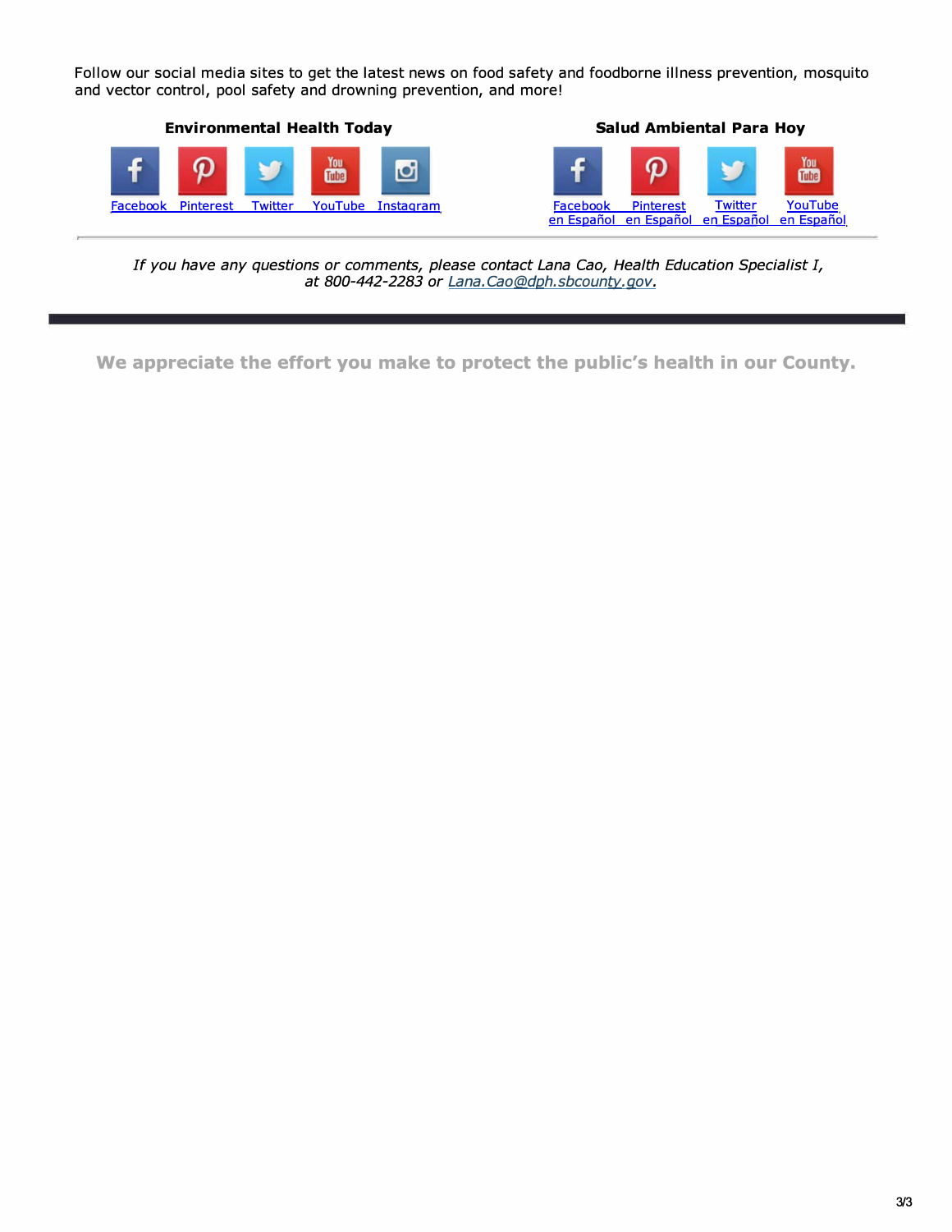Follow our social media sites to get the latest news on food safety and foodborne illness prevention, mosquito and vector control, pool safety and drowning prevention, and more!

**Environmental Health Today**

Facebook Pinterest Twitter YouTube Instagram

**Salud Ambiental Para Hoy**

Facebook en Español Pinterest en Español Twitter en Español YouTube en Español

---

*If you have any questions or comments, please contact Lana Cao, Health Education Specialist I, at 800-442-2283 or Lana.Cao@dph.sbcounty.gov.*

---

**We appreciate the effort you make to protect the public's health in our County.**